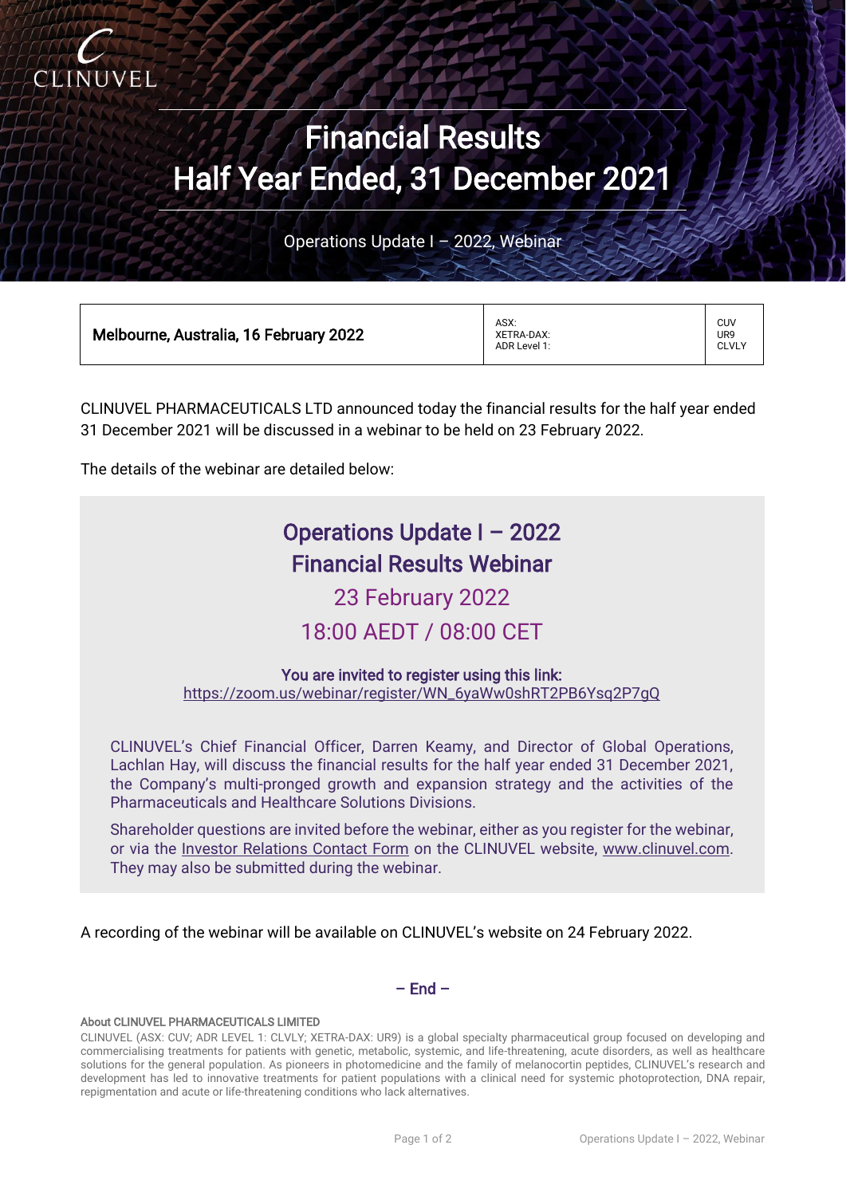CLINUVEL

# Financial Results Half Year Ended, 31 December 2021

Operations Update I – 2022, Webinar

| Melbourne, Australia, 16 February 2022 | ASX:<br>XETRA-DAX:<br>ADR Level 1: | CUV<br>UR9<br>CLVLY |
|---|---|---|

CLINUVEL PHARMACEUTICALS LTD announced today the financial results for the half year ended 31 December 2021 will be discussed in a webinar to be held on 23 February 2022.

The details of the webinar are detailed below:

## Operations Update I – 2022 Financial Results Webinar

23 February 2022

18:00 AEDT / 08:00 CET

**You are invited to register using this link:**
https://zoom.us/webinar/register/WN_6yaWw0shRT2PB6Ysq2P7gQ

CLINUVEL's Chief Financial Officer, Darren Keamy, and Director of Global Operations, Lachlan Hay, will discuss the financial results for the half year ended 31 December 2021, the Company's multi-pronged growth and expansion strategy and the activities of the Pharmaceuticals and Healthcare Solutions Divisions.

Shareholder questions are invited before the webinar, either as you register for the webinar, or via the Investor Relations Contact Form on the CLINUVEL website, www.clinuvel.com. They may also be submitted during the webinar.

A recording of the webinar will be available on CLINUVEL's website on 24 February 2022.

**– End –**

**About CLINUVEL PHARMACEUTICALS LIMITED**

CLINUVEL (ASX: CUV; ADR LEVEL 1: CLVLY; XETRA-DAX: UR9) is a global specialty pharmaceutical group focused on developing and commercialising treatments for patients with genetic, metabolic, systemic, and life-threatening, acute disorders, as well as healthcare solutions for the general population. As pioneers in photomedicine and the family of melanocortin peptides, CLINUVEL's research and development has led to innovative treatments for patient populations with a clinical need for systemic photoprotection, DNA repair, repigmentation and acute or life-threatening conditions who lack alternatives.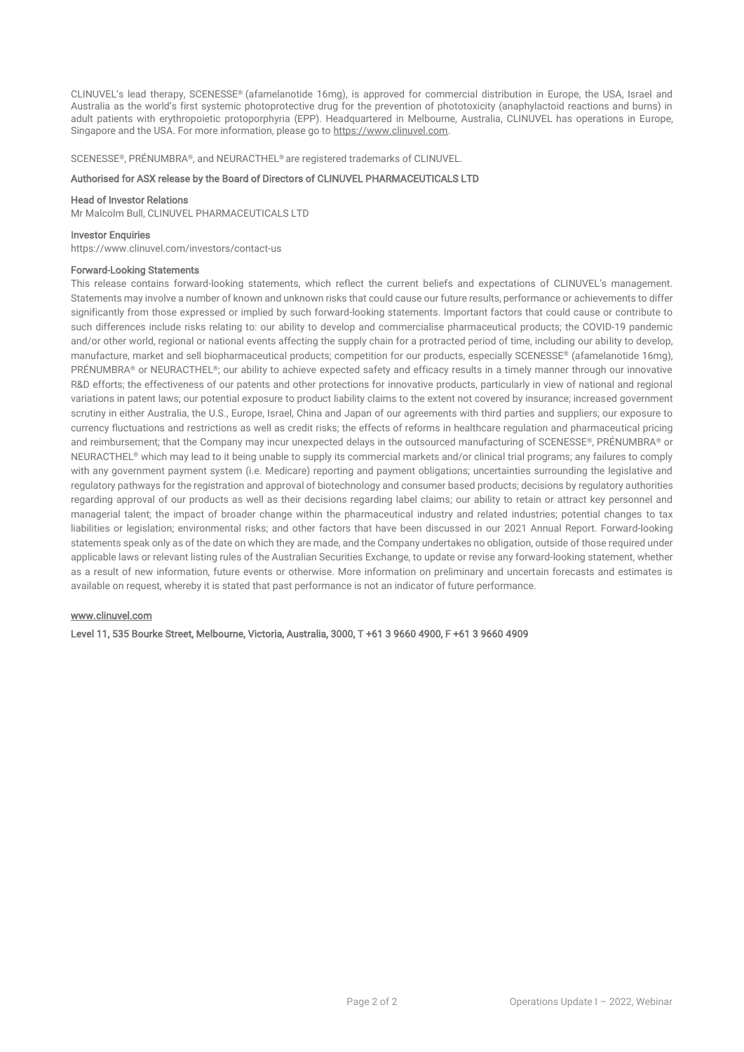CLINUVEL's lead therapy, SCENESSE® (afamelanotide 16mg), is approved for commercial distribution in Europe, the USA, Israel and Australia as the world's first systemic photoprotective drug for the prevention of phototoxicity (anaphylactoid reactions and burns) in adult patients with erythropoietic protoporphyria (EPP). Headquartered in Melbourne, Australia, CLINUVEL has operations in Europe, Singapore and the USA. For more information, please go to https://www.clinuvel.com.

SCENESSE®, PRÉNUMBRA®, and NEURACTHEL® are registered trademarks of CLINUVEL.

**Authorised for ASX release by the Board of Directors of CLINUVEL PHARMACEUTICALS LTD**

**Head of Investor Relations**
Mr Malcolm Bull, CLINUVEL PHARMACEUTICALS LTD

**Investor Enquiries**
https://www.clinuvel.com/investors/contact-us

**Forward-Looking Statements**

This release contains forward-looking statements, which reflect the current beliefs and expectations of CLINUVEL's management. Statements may involve a number of known and unknown risks that could cause our future results, performance or achievements to differ significantly from those expressed or implied by such forward-looking statements. Important factors that could cause or contribute to such differences include risks relating to: our ability to develop and commercialise pharmaceutical products; the COVID-19 pandemic and/or other world, regional or national events affecting the supply chain for a protracted period of time, including our ability to develop, manufacture, market and sell biopharmaceutical products; competition for our products, especially SCENESSE® (afamelanotide 16mg), PRÉNUMBRA® or NEURACTHEL®; our ability to achieve expected safety and efficacy results in a timely manner through our innovative R&D efforts; the effectiveness of our patents and other protections for innovative products, particularly in view of national and regional variations in patent laws; our potential exposure to product liability claims to the extent not covered by insurance; increased government scrutiny in either Australia, the U.S., Europe, Israel, China and Japan of our agreements with third parties and suppliers; our exposure to currency fluctuations and restrictions as well as credit risks; the effects of reforms in healthcare regulation and pharmaceutical pricing and reimbursement; that the Company may incur unexpected delays in the outsourced manufacturing of SCENESSE®, PRÉNUMBRA® or NEURACTHEL® which may lead to it being unable to supply its commercial markets and/or clinical trial programs; any failures to comply with any government payment system (i.e. Medicare) reporting and payment obligations; uncertainties surrounding the legislative and regulatory pathways for the registration and approval of biotechnology and consumer based products; decisions by regulatory authorities regarding approval of our products as well as their decisions regarding label claims; our ability to retain or attract key personnel and managerial talent; the impact of broader change within the pharmaceutical industry and related industries; potential changes to tax liabilities or legislation; environmental risks; and other factors that have been discussed in our 2021 Annual Report. Forward-looking statements speak only as of the date on which they are made, and the Company undertakes no obligation, outside of those required under applicable laws or relevant listing rules of the Australian Securities Exchange, to update or revise any forward-looking statement, whether as a result of new information, future events or otherwise. More information on preliminary and uncertain forecasts and estimates is available on request, whereby it is stated that past performance is not an indicator of future performance.

**www.clinuvel.com**

**Level 11, 535 Bourke Street, Melbourne, Victoria, Australia, 3000, T +61 3 9660 4900, F +61 3 9660 4909**